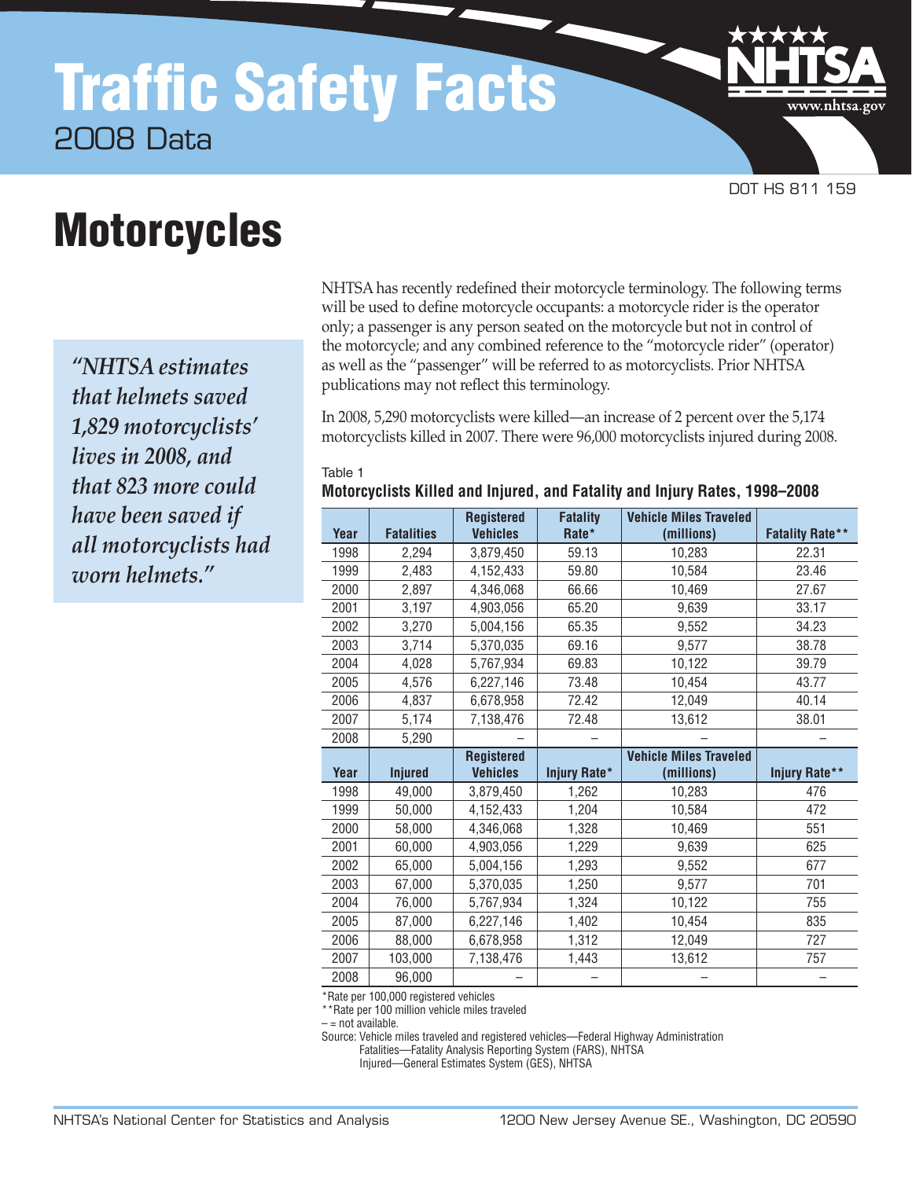# Traffic Safety Facts

2008 Data

DOT HS 811 159

# Motorcycles

*"NHTSA estimates that helmets saved 1,829 motorcyclists' lives in 2008, and that 823 more could have been saved if all motorcyclists had worn helmets."*

NHTSA has recently redefined their motorcycle terminology. The following terms will be used to define motorcycle occupants: a motorcycle rider is the operator only; a passenger is any person seated on the motorcycle but not in control of the motorcycle; and any combined reference to the "motorcycle rider" (operator) as well as the "passenger" will be referred to as motorcyclists. Prior NHTSA publications may not reflect this terminology.

In 2008, 5,290 motorcyclists were killed—an increase of 2 percent over the 5,174 motorcyclists killed in 2007. There were 96,000 motorcyclists injured during 2008.

Table 1

**Motorcyclists Killed and Injured, and Fatality and Injury Rates, 1998–2008**

| Year | Fatalities | Registered Vehicles | Fatality Rate* | Vehicle Miles Traveled (millions) | Fatality Rate** |
|---|---|---|---|---|---|
| 1998 | 2,294 | 3,879,450 | 59.13 | 10,283 | 22.31 |
| 1999 | 2,483 | 4,152,433 | 59.80 | 10,584 | 23.46 |
| 2000 | 2,897 | 4,346,068 | 66.66 | 10,469 | 27.67 |
| 2001 | 3,197 | 4,903,056 | 65.20 | 9,639 | 33.17 |
| 2002 | 3,270 | 5,004,156 | 65.35 | 9,552 | 34.23 |
| 2003 | 3,714 | 5,370,035 | 69.16 | 9,577 | 38.78 |
| 2004 | 4,028 | 5,767,934 | 69.83 | 10,122 | 39.79 |
| 2005 | 4,576 | 6,227,146 | 73.48 | 10,454 | 43.77 |
| 2006 | 4,837 | 6,678,958 | 72.42 | 12,049 | 40.14 |
| 2007 | 5,174 | 7,138,476 | 72.48 | 13,612 | 38.01 |
| 2008 | 5,290 | – | – | – | – |
| **Year** | **Injured** | **Registered Vehicles** | **Injury Rate*** | **Vehicle Miles Traveled (millions)** | **Injury Rate**** |
| 1998 | 49,000 | 3,879,450 | 1,262 | 10,283 | 476 |
| 1999 | 50,000 | 4,152,433 | 1,204 | 10,584 | 472 |
| 2000 | 58,000 | 4,346,068 | 1,328 | 10,469 | 551 |
| 2001 | 60,000 | 4,903,056 | 1,229 | 9,639 | 625 |
| 2002 | 65,000 | 5,004,156 | 1,293 | 9,552 | 677 |
| 2003 | 67,000 | 5,370,035 | 1,250 | 9,577 | 701 |
| 2004 | 76,000 | 5,767,934 | 1,324 | 10,122 | 755 |
| 2005 | 87,000 | 6,227,146 | 1,402 | 10,454 | 835 |
| 2006 | 88,000 | 6,678,958 | 1,312 | 12,049 | 727 |
| 2007 | 103,000 | 7,138,476 | 1,443 | 13,612 | 757 |
| 2008 | 96,000 | – | – | – | – |

*Rate per 100,000 registered vehicles
**Rate per 100 million vehicle miles traveled
– = not available.
Source: Vehicle miles traveled and registered vehicles—Federal Highway Administration
Fatalities—Fatality Analysis Reporting System (FARS), NHTSA
Injured—General Estimates System (GES), NHTSA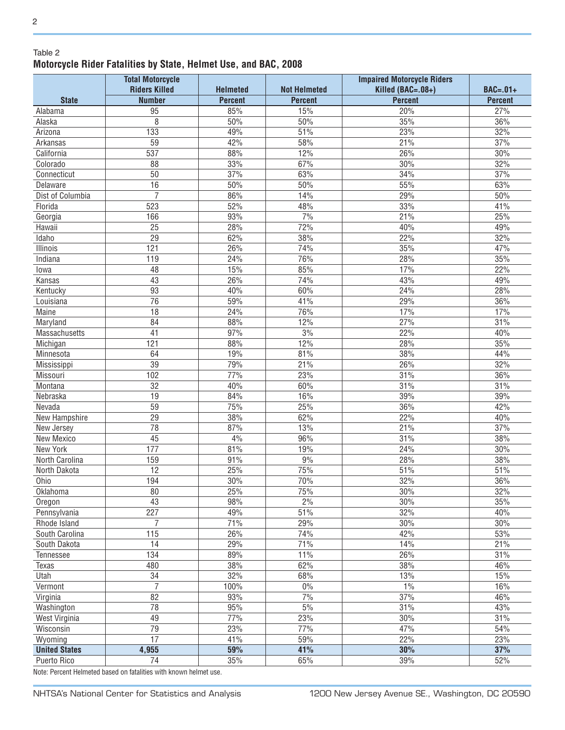Table 2

**Motorcycle Rider Fatalities by State, Helmet Use, and BAC, 2008**

| State | Total Motorcycle Riders Killed | Helmeted | Not Helmeted | Impaired Motorcycle Riders Killed (BAC=.08+) | BAC=.01+ |
|---|---|---|---|---|---|
| | Number | Percent | Percent | Percent | Percent |
| Alabama | 95 | 85% | 15% | 20% | 27% |
| Alaska | 8 | 50% | 50% | 35% | 36% |
| Arizona | 133 | 49% | 51% | 23% | 32% |
| Arkansas | 59 | 42% | 58% | 21% | 37% |
| California | 537 | 88% | 12% | 26% | 30% |
| Colorado | 88 | 33% | 67% | 30% | 32% |
| Connecticut | 50 | 37% | 63% | 34% | 37% |
| Delaware | 16 | 50% | 50% | 55% | 63% |
| Dist of Columbia | 7 | 86% | 14% | 29% | 50% |
| Florida | 523 | 52% | 48% | 33% | 41% |
| Georgia | 166 | 93% | 7% | 21% | 25% |
| Hawaii | 25 | 28% | 72% | 40% | 49% |
| Idaho | 29 | 62% | 38% | 22% | 32% |
| Illinois | 121 | 26% | 74% | 35% | 47% |
| Indiana | 119 | 24% | 76% | 28% | 35% |
| Iowa | 48 | 15% | 85% | 17% | 22% |
| Kansas | 43 | 26% | 74% | 43% | 49% |
| Kentucky | 93 | 40% | 60% | 24% | 28% |
| Louisiana | 76 | 59% | 41% | 29% | 36% |
| Maine | 18 | 24% | 76% | 17% | 17% |
| Maryland | 84 | 88% | 12% | 27% | 31% |
| Massachusetts | 41 | 97% | 3% | 22% | 40% |
| Michigan | 121 | 88% | 12% | 28% | 35% |
| Minnesota | 64 | 19% | 81% | 38% | 44% |
| Mississippi | 39 | 79% | 21% | 26% | 32% |
| Missouri | 102 | 77% | 23% | 31% | 36% |
| Montana | 32 | 40% | 60% | 31% | 31% |
| Nebraska | 19 | 84% | 16% | 39% | 39% |
| Nevada | 59 | 75% | 25% | 36% | 42% |
| New Hampshire | 29 | 38% | 62% | 22% | 40% |
| New Jersey | 78 | 87% | 13% | 21% | 37% |
| New Mexico | 45 | 4% | 96% | 31% | 38% |
| New York | 177 | 81% | 19% | 24% | 30% |
| North Carolina | 159 | 91% | 9% | 28% | 38% |
| North Dakota | 12 | 25% | 75% | 51% | 51% |
| Ohio | 194 | 30% | 70% | 32% | 36% |
| Oklahoma | 80 | 25% | 75% | 30% | 32% |
| Oregon | 43 | 98% | 2% | 30% | 35% |
| Pennsylvania | 227 | 49% | 51% | 32% | 40% |
| Rhode Island | 7 | 71% | 29% | 30% | 30% |
| South Carolina | 115 | 26% | 74% | 42% | 53% |
| South Dakota | 14 | 29% | 71% | 14% | 21% |
| Tennessee | 134 | 89% | 11% | 26% | 31% |
| Texas | 480 | 38% | 62% | 38% | 46% |
| Utah | 34 | 32% | 68% | 13% | 15% |
| Vermont | 7 | 100% | 0% | 1% | 16% |
| Virginia | 82 | 93% | 7% | 37% | 46% |
| Washington | 78 | 95% | 5% | 31% | 43% |
| West Virginia | 49 | 77% | 23% | 30% | 31% |
| Wisconsin | 79 | 23% | 77% | 47% | 54% |
| Wyoming | 17 | 41% | 59% | 22% | 23% |
| **United States** | **4,955** | **59%** | **41%** | **30%** | **37%** |
| Puerto Rico | 74 | 35% | 65% | 39% | 52% |

Note: Percent Helmeted based on fatalities with known helmet use.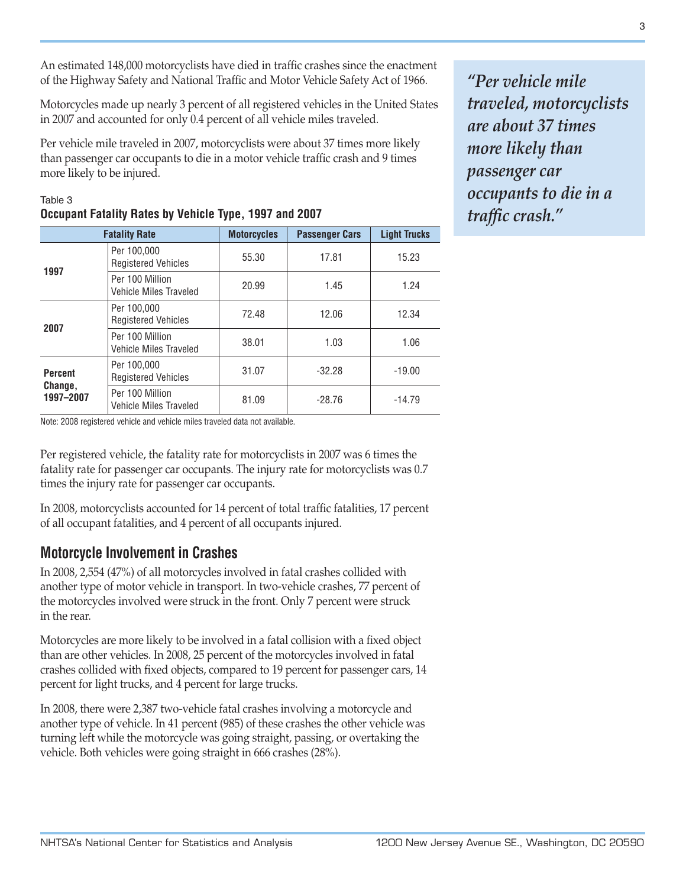An estimated 148,000 motorcyclists have died in traffic crashes since the enactment of the Highway Safety and National Traffic and Motor Vehicle Safety Act of 1966.

Motorcycles made up nearly 3 percent of all registered vehicles in the United States in 2007 and accounted for only 0.4 percent of all vehicle miles traveled.

Per vehicle mile traveled in 2007, motorcyclists were about 37 times more likely than passenger car occupants to die in a motor vehicle traffic crash and 9 times more likely to be injured.

*"Per vehicle mile traveled, motorcyclists are about 37 times more likely than passenger car occupants to die in a traffic crash."*

Table 3

**Occupant Fatality Rates by Vehicle Type, 1997 and 2007**

| Fatality Rate | | Motorcycles | Passenger Cars | Light Trucks |
|---|---|---|---|---|
| **1997** | Per 100,000 Registered Vehicles | 55.30 | 17.81 | 15.23 |
| | Per 100 Million Vehicle Miles Traveled | 20.99 | 1.45 | 1.24 |
| **2007** | Per 100,000 Registered Vehicles | 72.48 | 12.06 | 12.34 |
| | Per 100 Million Vehicle Miles Traveled | 38.01 | 1.03 | 1.06 |
| **Percent Change, 1997–2007** | Per 100,000 Registered Vehicles | 31.07 | -32.28 | -19.00 |
| | Per 100 Million Vehicle Miles Traveled | 81.09 | -28.76 | -14.79 |

Note: 2008 registered vehicle and vehicle miles traveled data not available.

Per registered vehicle, the fatality rate for motorcyclists in 2007 was 6 times the fatality rate for passenger car occupants. The injury rate for motorcyclists was 0.7 times the injury rate for passenger car occupants.

In 2008, motorcyclists accounted for 14 percent of total traffic fatalities, 17 percent of all occupant fatalities, and 4 percent of all occupants injured.

## Motorcycle Involvement in Crashes

In 2008, 2,554 (47%) of all motorcycles involved in fatal crashes collided with another type of motor vehicle in transport. In two-vehicle crashes, 77 percent of the motorcycles involved were struck in the front. Only 7 percent were struck in the rear.

Motorcycles are more likely to be involved in a fatal collision with a fixed object than are other vehicles. In 2008, 25 percent of the motorcycles involved in fatal crashes collided with fixed objects, compared to 19 percent for passenger cars, 14 percent for light trucks, and 4 percent for large trucks.

In 2008, there were 2,387 two-vehicle fatal crashes involving a motorcycle and another type of vehicle. In 41 percent (985) of these crashes the other vehicle was turning left while the motorcycle was going straight, passing, or overtaking the vehicle. Both vehicles were going straight in 666 crashes (28%).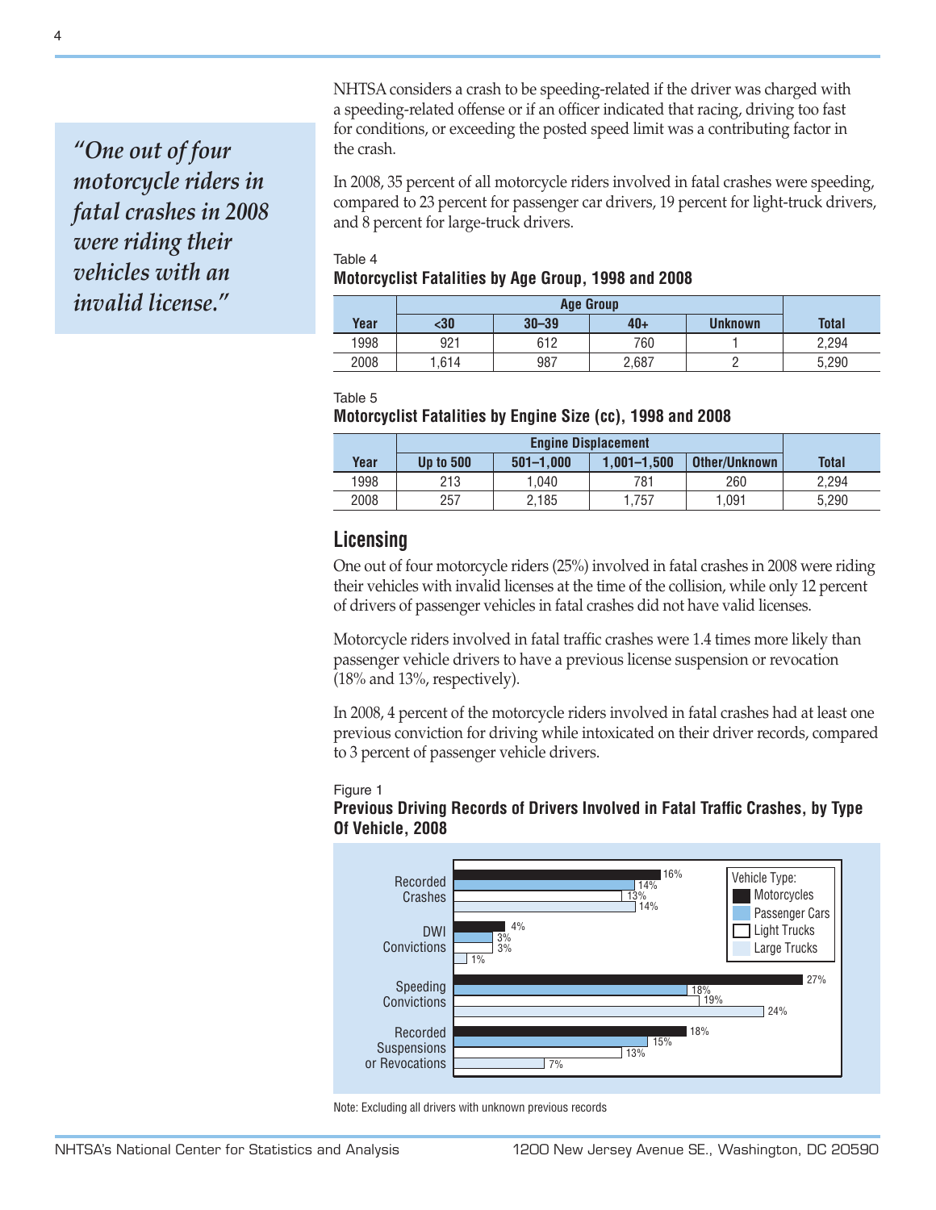> *"One out of four motorcycle riders in fatal crashes in 2008 were riding their vehicles with an invalid license."*

NHTSA considers a crash to be speeding-related if the driver was charged with a speeding-related offense or if an officer indicated that racing, driving too fast for conditions, or exceeding the posted speed limit was a contributing factor in the crash.

In 2008, 35 percent of all motorcycle riders involved in fatal crashes were speeding, compared to 23 percent for passenger car drivers, 19 percent for light-truck drivers, and 8 percent for large-truck drivers.

Table 4

**Motorcyclist Fatalities by Age Group, 1998 and 2008**

| | Age Group | | | | |
|---|---|---|---|---|---|
| **Year** | **<30** | **30–39** | **40+** | **Unknown** | **Total** |
| 1998 | 921 | 612 | 760 | 1 | 2,294 |
| 2008 | 1,614 | 987 | 2,687 | 2 | 5,290 |

Table 5

**Motorcyclist Fatalities by Engine Size (cc), 1998 and 2008**

| | Engine Displacement | | | | |
|---|---|---|---|---|---|
| **Year** | **Up to 500** | **501–1,000** | **1,001–1,500** | **Other/Unknown** | **Total** |
| 1998 | 213 | 1,040 | 781 | 260 | 2,294 |
| 2008 | 257 | 2,185 | 1,757 | 1,091 | 5,290 |

## Licensing

One out of four motorcycle riders (25%) involved in fatal crashes in 2008 were riding their vehicles with invalid licenses at the time of the collision, while only 12 percent of drivers of passenger vehicles in fatal crashes did not have valid licenses.

Motorcycle riders involved in fatal traffic crashes were 1.4 times more likely than passenger vehicle drivers to have a previous license suspension or revocation (18% and 13%, respectively).

In 2008, 4 percent of the motorcycle riders involved in fatal crashes had at least one previous conviction for driving while intoxicated on their driver records, compared to 3 percent of passenger vehicle drivers.

Figure 1

**Previous Driving Records of Drivers Involved in Fatal Traffic Crashes, by Type Of Vehicle, 2008**

| Vehicle Type | Recorded Crashes | DWI Convictions | Speeding Convictions | Recorded Suspensions or Revocations |
|---|---|---|---|---|
| Motorcycles | 16% | 4% | 27% | 18% |
| Passenger Cars | 14% | 3% | 18% | 15% |
| Light Trucks | 13% | 3% | 19% | 13% |
| Large Trucks | 14% | 1% | 24% | 7% |

Note: Excluding all drivers with unknown previous records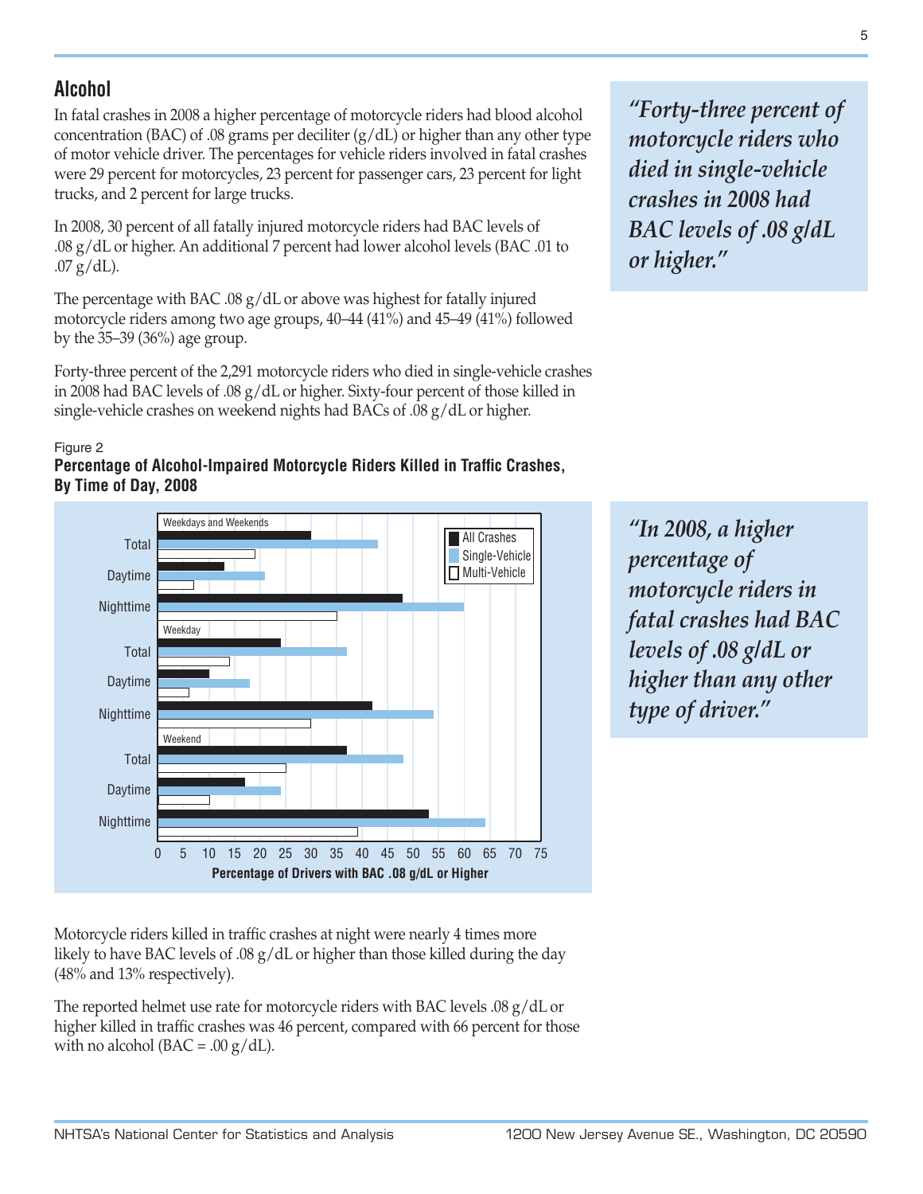## Alcohol

In fatal crashes in 2008 a higher percentage of motorcycle riders had blood alcohol concentration (BAC) of .08 grams per deciliter (g/dL) or higher than any other type of motor vehicle driver. The percentages for vehicle riders involved in fatal crashes were 29 percent for motorcycles, 23 percent for passenger cars, 23 percent for light trucks, and 2 percent for large trucks.

In 2008, 30 percent of all fatally injured motorcycle riders had BAC levels of .08 g/dL or higher. An additional 7 percent had lower alcohol levels (BAC .01 to .07 g/dL).

The percentage with BAC .08 g/dL or above was highest for fatally injured motorcycle riders among two age groups, 40–44 (41%) and 45–49 (41%) followed by the 35–39 (36%) age group.

Forty-three percent of the 2,291 motorcycle riders who died in single-vehicle crashes in 2008 had BAC levels of .08 g/dL or higher. Sixty-four percent of those killed in single-vehicle crashes on weekend nights had BACs of .08 g/dL or higher.

> *"Forty-three percent of motorcycle riders who died in single-vehicle crashes in 2008 had BAC levels of .08 g/dL or higher."*

Figure 2

**Percentage of Alcohol-Impaired Motorcycle Riders Killed in Traffic Crashes, By Time of Day, 2008**

> *"In 2008, a higher percentage of motorcycle riders in fatal crashes had BAC levels of .08 g/dL or higher than any other type of driver."*

Motorcycle riders killed in traffic crashes at night were nearly 4 times more likely to have BAC levels of .08 g/dL or higher than those killed during the day (48% and 13% respectively).

The reported helmet use rate for motorcycle riders with BAC levels .08 g/dL or higher killed in traffic crashes was 46 percent, compared with 66 percent for those with no alcohol (BAC = .00 g/dL).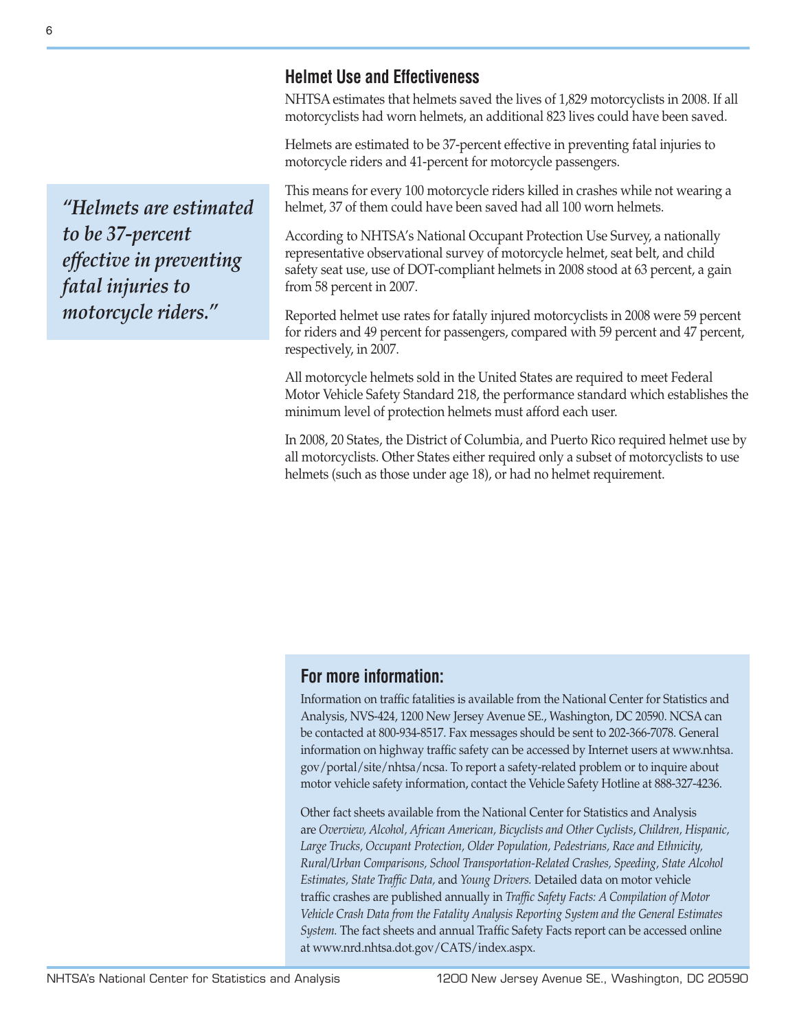## Helmet Use and Effectiveness

NHTSA estimates that helmets saved the lives of 1,829 motorcyclists in 2008. If all motorcyclists had worn helmets, an additional 823 lives could have been saved.

Helmets are estimated to be 37-percent effective in preventing fatal injuries to motorcycle riders and 41-percent for motorcycle passengers.

*"Helmets are estimated to be 37-percent effective in preventing fatal injuries to motorcycle riders."*

This means for every 100 motorcycle riders killed in crashes while not wearing a helmet, 37 of them could have been saved had all 100 worn helmets.

According to NHTSA's National Occupant Protection Use Survey, a nationally representative observational survey of motorcycle helmet, seat belt, and child safety seat use, use of DOT-compliant helmets in 2008 stood at 63 percent, a gain from 58 percent in 2007.

Reported helmet use rates for fatally injured motorcyclists in 2008 were 59 percent for riders and 49 percent for passengers, compared with 59 percent and 47 percent, respectively, in 2007.

All motorcycle helmets sold in the United States are required to meet Federal Motor Vehicle Safety Standard 218, the performance standard which establishes the minimum level of protection helmets must afford each user.

In 2008, 20 States, the District of Columbia, and Puerto Rico required helmet use by all motorcyclists. Other States either required only a subset of motorcyclists to use helmets (such as those under age 18), or had no helmet requirement.

### For more information:

Information on traffic fatalities is available from the National Center for Statistics and Analysis, NVS-424, 1200 New Jersey Avenue SE., Washington, DC 20590. NCSA can be contacted at 800-934-8517. Fax messages should be sent to 202-366-7078. General information on highway traffic safety can be accessed by Internet users at www.nhtsa.gov/portal/site/nhtsa/ncsa. To report a safety-related problem or to inquire about motor vehicle safety information, contact the Vehicle Safety Hotline at 888-327-4236.

Other fact sheets available from the National Center for Statistics and Analysis are *Overview, Alcohol, African American, Bicyclists and Other Cyclists, Children, Hispanic, Large Trucks, Occupant Protection, Older Population, Pedestrians, Race and Ethnicity, Rural/Urban Comparisons, School Transportation-Related Crashes, Speeding, State Alcohol Estimates, State Traffic Data,* and *Young Drivers.* Detailed data on motor vehicle traffic crashes are published annually in *Traffic Safety Facts: A Compilation of Motor Vehicle Crash Data from the Fatality Analysis Reporting System and the General Estimates System.* The fact sheets and annual Traffic Safety Facts report can be accessed online at www.nrd.nhtsa.dot.gov/CATS/index.aspx.